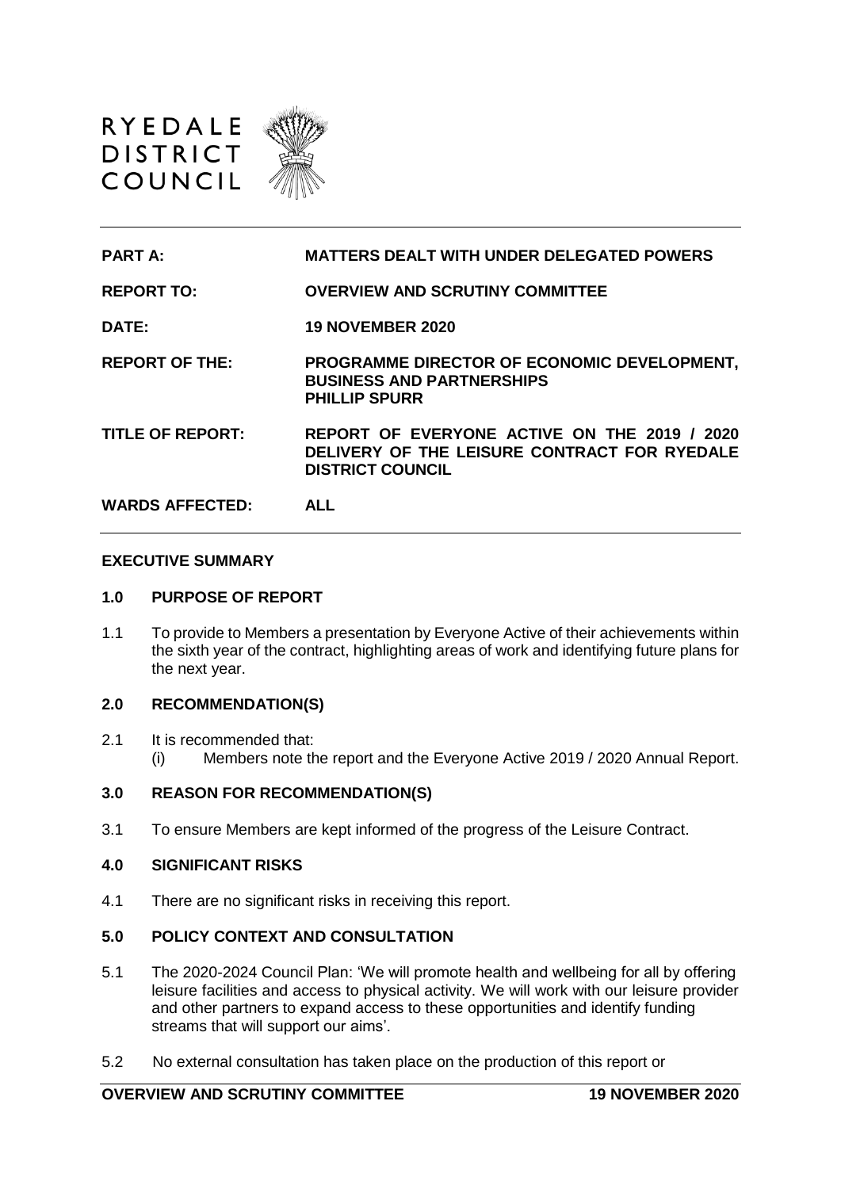RYEDALE DISTRICT COUNCIL

| | |
|---|---|
| **PART A:** | **MATTERS DEALT WITH UNDER DELEGATED POWERS** |
| **REPORT TO:** | **OVERVIEW AND SCRUTINY COMMITTEE** |
| **DATE:** | **19 NOVEMBER 2020** |
| **REPORT OF THE:** | **PROGRAMME DIRECTOR OF ECONOMIC DEVELOPMENT, BUSINESS AND PARTNERSHIPS PHILLIP SPURR** |
| **TITLE OF REPORT:** | **REPORT OF EVERYONE ACTIVE ON THE 2019 / 2020 DELIVERY OF THE LEISURE CONTRACT FOR RYEDALE DISTRICT COUNCIL** |
| **WARDS AFFECTED:** | **ALL** |

## EXECUTIVE SUMMARY

### 1.0 PURPOSE OF REPORT

1.1 To provide to Members a presentation by Everyone Active of their achievements within the sixth year of the contract, highlighting areas of work and identifying future plans for the next year.

### 2.0 RECOMMENDATION(S)

2.1 It is recommended that:

(i) Members note the report and the Everyone Active 2019 / 2020 Annual Report.

### 3.0 REASON FOR RECOMMENDATION(S)

3.1 To ensure Members are kept informed of the progress of the Leisure Contract.

### 4.0 SIGNIFICANT RISKS

4.1 There are no significant risks in receiving this report.

### 5.0 POLICY CONTEXT AND CONSULTATION

5.1 The 2020-2024 Council Plan: 'We will promote health and wellbeing for all by offering leisure facilities and access to physical activity. We will work with our leisure provider and other partners to expand access to these opportunities and identify funding streams that will support our aims'.

5.2 No external consultation has taken place on the production of this report or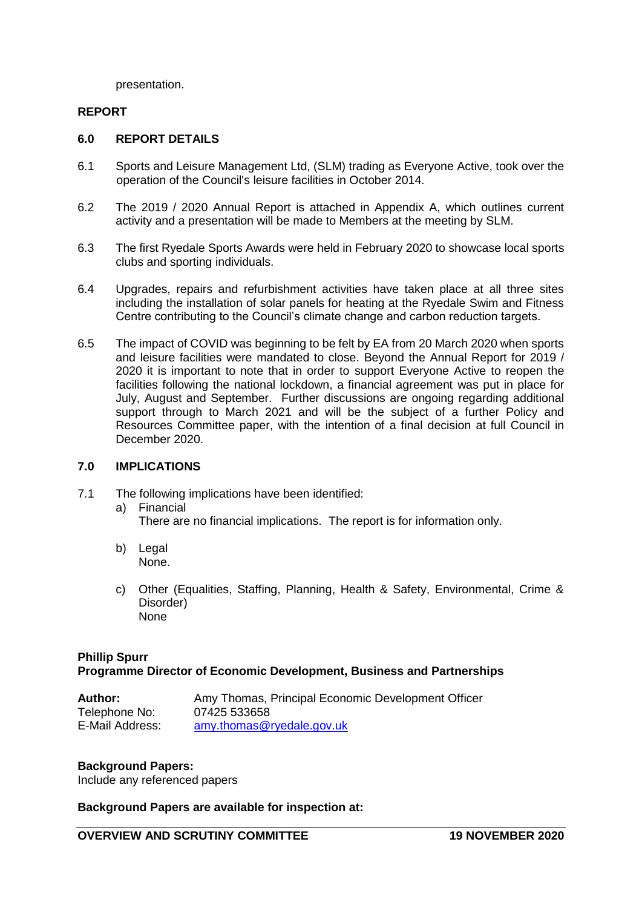presentation.

**REPORT**

**6.0 REPORT DETAILS**

6.1 Sports and Leisure Management Ltd, (SLM) trading as Everyone Active, took over the operation of the Council's leisure facilities in October 2014.

6.2 The 2019 / 2020 Annual Report is attached in Appendix A, which outlines current activity and a presentation will be made to Members at the meeting by SLM.

6.3 The first Ryedale Sports Awards were held in February 2020 to showcase local sports clubs and sporting individuals.

6.4 Upgrades, repairs and refurbishment activities have taken place at all three sites including the installation of solar panels for heating at the Ryedale Swim and Fitness Centre contributing to the Council's climate change and carbon reduction targets.

6.5 The impact of COVID was beginning to be felt by EA from 20 March 2020 when sports and leisure facilities were mandated to close. Beyond the Annual Report for 2019 / 2020 it is important to note that in order to support Everyone Active to reopen the facilities following the national lockdown, a financial agreement was put in place for July, August and September. Further discussions are ongoing regarding additional support through to March 2021 and will be the subject of a further Policy and Resources Committee paper, with the intention of a final decision at full Council in December 2020.

**7.0 IMPLICATIONS**

7.1 The following implications have been identified:

a) Financial
There are no financial implications. The report is for information only.

b) Legal
None.

c) Other (Equalities, Staffing, Planning, Health & Safety, Environmental, Crime & Disorder)
None

**Phillip Spurr**
**Programme Director of Economic Development, Business and Partnerships**

**Author:** Amy Thomas, Principal Economic Development Officer
Telephone No: 07425 533658
E-Mail Address: amy.thomas@ryedale.gov.uk

**Background Papers:**
Include any referenced papers

**Background Papers are available for inspection at:**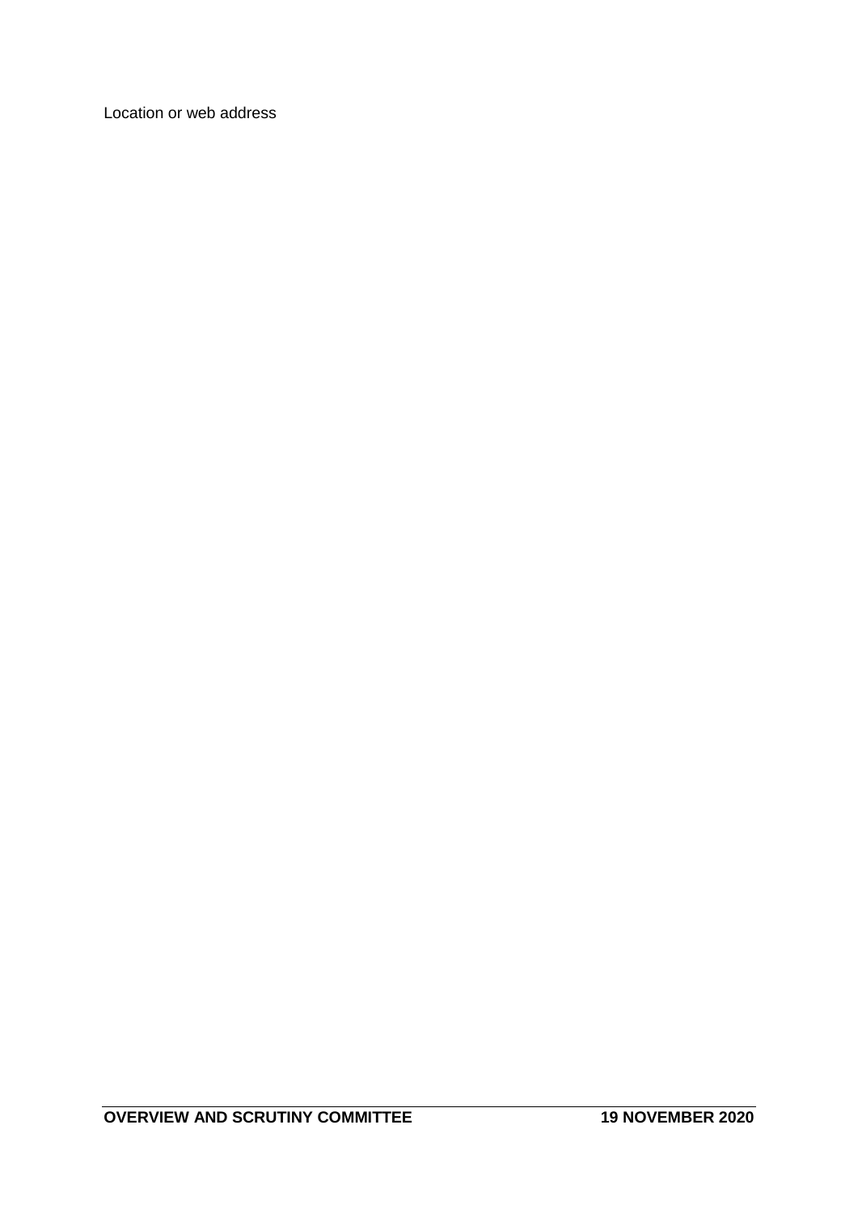Location or web address